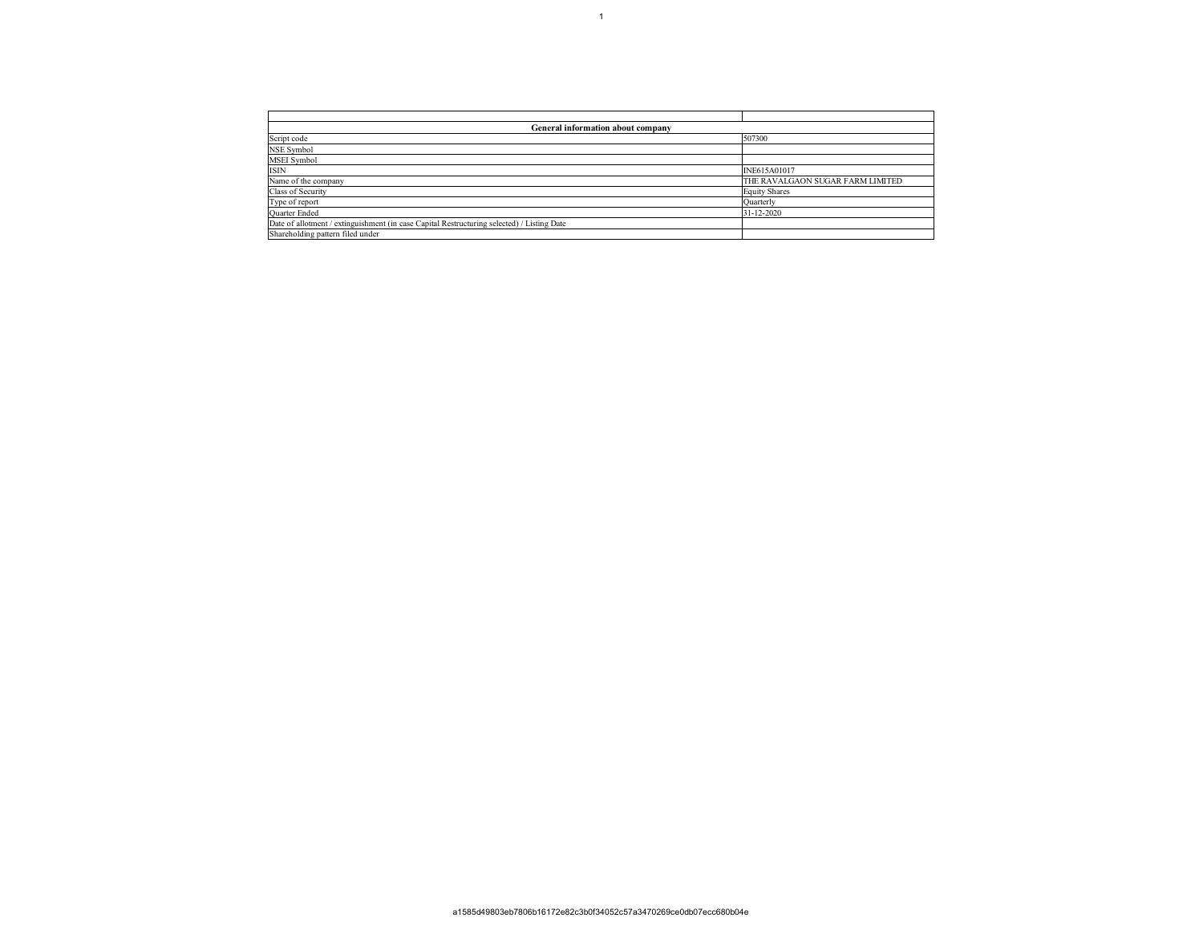| General information about company | |
|---|---|
| Script code | 507300 |
| NSE Symbol | |
| MSEI Symbol | |
| ISIN | INE615A01017 |
| Name of the company | THE RAVALGAON SUGAR FARM LIMITED |
| Class of Security | Equity Shares |
| Type of report | Quarterly |
| Quarter Ended | 31-12-2020 |
| Date of allotment / extinguishment (in case Capital Restructuring selected) / Listing Date | |
| Shareholding pattern filed under | |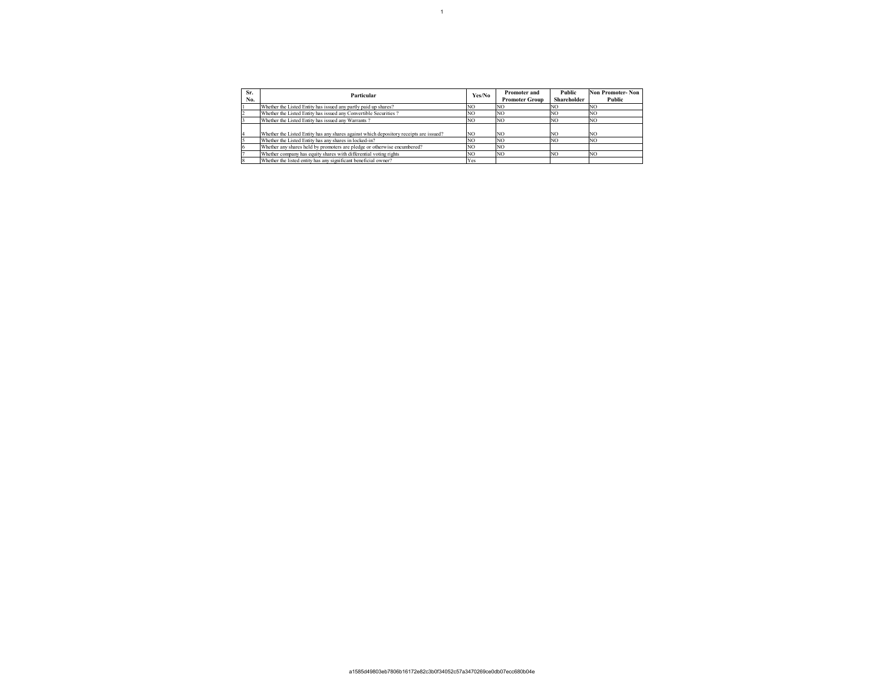| Sr. No. | Particular | Yes/No | Promoter and Promoter Group | Public Shareholder | Non Promoter- Non Public |
|---|---|---|---|---|---|
| 1 | Whether the Listed Entity has issued any partly paid up shares? | NO | NO | NO | NO |
| 2 | Whether the Listed Entity has issued any Convertible Securities ? | NO | NO | NO | NO |
| 3 | Whether the Listed Entity has issued any Warrants ? | NO | NO | NO | NO |
| 4 | Whether the Listed Entity has any shares against which depository receipts are issued? | NO | NO | NO | NO |
| 5 | Whether the Listed Entity has any shares in locked-in? | NO | NO | NO | NO |
| 6 | Whether any shares held by promoters are pledge or otherwise encumbered? | NO | NO | | |
| 7 | Whether company has equity shares with differential voting rights | NO | NO | NO | NO |
| 8 | Whether the listed entity has any significant beneficial owner? | Yes | | | |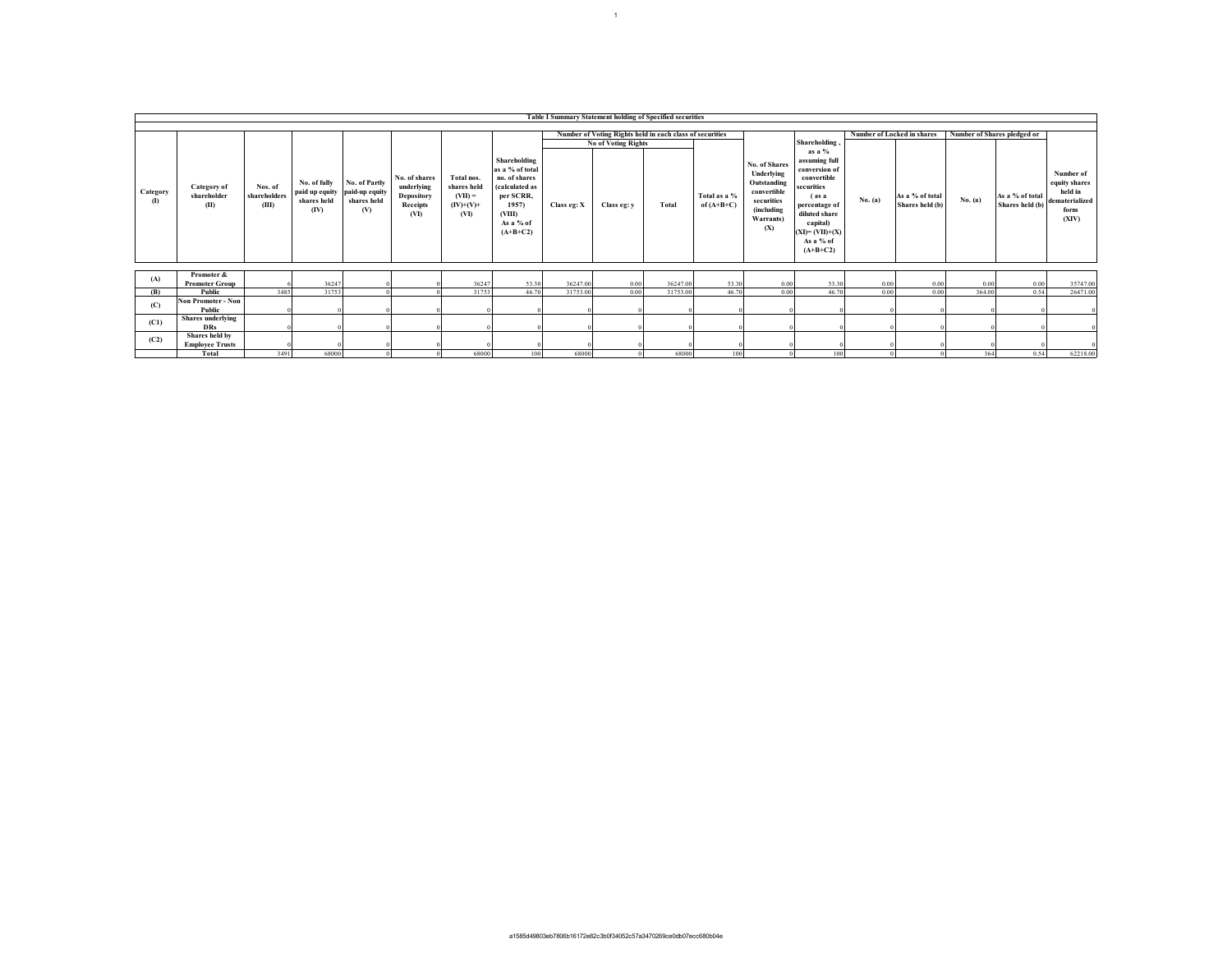**Table I Summary Statement holding of Specified securities**

| Category (I) | Category of shareholder (II) | Nos. of shareholders (III) | No. of fully paid up equity shares held (IV) | No. of Partly paid-up equity shares held (V) | No. of shares underlying Depository Receipts (VI) | Total nos. shares held (VII) = (IV)+(V)+ (VI) | Shareholding as a % of total no. of shares (calculated as per SCRR, 1957) (VIII) As a % of (A+B+C2) | Number of Voting Rights held in each class of securities | | | | No. of Shares Underlying Outstanding convertible securities (including Warrants) (X) | Shareholding , as a % assuming full conversion of convertible securities ( as a percentage of diluted share capital) (XI)= (VII)+(X) As a % of (A+B+C2) | Number of Locked in shares | | Number of Shares pledged or | | Number of equity shares held in dematerialized form (XIV) |
|---|---|---|---|---|---|---|---|---|---|---|---|---|---|---|---|---|---|---|
| | | | | | | | | No of Voting Rights | | | Total as a % of (A+B+C) | | | No. (a) | As a % of total Shares held (b) | No. (a) | As a % of total Shares held (b) | |
| | | | | | | | | Class eg: X | Class eg: y | Total | | | | | | | | |
| (A) | Promoter & Promoter Group | 6 | 36247 | 0 | 0 | 36247 | 53.30 | 36247.00 | 0.00 | 36247.00 | 53.30 | 0.00 | 53.30 | 0.00 | 0.00 | 0.00 | 0.00 | 35747.00 |
| (B) | Public | 3485 | 31753 | 0 | 0 | 31753 | 46.70 | 31753.00 | 0.00 | 31753.00 | 46.70 | 0.00 | 46.70 | 0.00 | 0.00 | 364.00 | 0.54 | 26471.00 |
| (C) | Non Promoter - Non Public | 0 | 0 | 0 | 0 | 0 | 0 | 0 | 0 | 0 | 0 | 0 | 0 | 0 | 0 | 0 | 0 | 0 |
| (C1) | Shares underlying DRs | 0 | 0 | 0 | 0 | 0 | 0 | 0 | 0 | 0 | 0 | 0 | 0 | 0 | 0 | 0 | 0 | 0 |
| (C2) | Shares held by Employee Trusts | 0 | 0 | 0 | 0 | 0 | 0 | 0 | 0 | 0 | 0 | 0 | 0 | 0 | 0 | 0 | 0 | 0 |
| | Total | 3491 | 68000 | 0 | 0 | 68000 | 100 | 68000 | 0 | 68000 | 100 | 0 | 100 | 0 | 0 | 364 | 0.54 | 62218.00 |

a1585d49803eb7806b16172e82c3b0f34052c57a3470269ce0db07ecc680b04e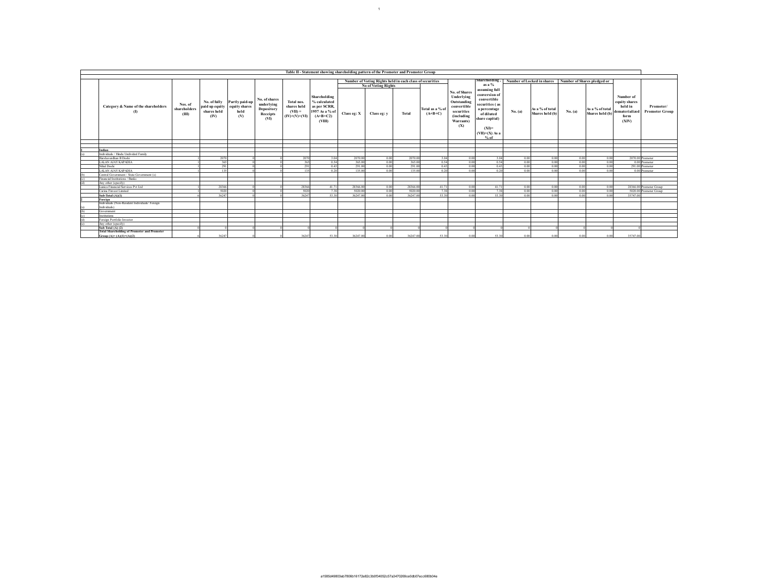| | Table II - Statement showing shareholding pattern of the Promoter and Promoter Group | | | | | | | | | | | | | | | | | | | |
|---|---|---|---|---|---|---|---|---|---|---|---|---|---|---|---|---|---|---|---|---|
| | Category & Name of the shareholders (I) | Nos. of shareholders (III) | No. of fully paid up equity shares held (IV) | Partly paid-up equity shares held (V) | No. of shares underlying Depository Receipts (VI) | Total nos. shares held (VII) = (IV)+(V)+(VI) | Shareholding % calculated as per SCRR, 1957 As a % of (A+B+C2) (VIII) | Number of Voting Rights held in each class of securities | | | | No. of Shares Underlying Outstanding convertible securities (including Warrants) (X) | Shareholding , as a % assuming full conversion of convertible securities ( as a percentage of diluted share capital) (XI)= (VII)+(X) As a % of | Number of Locked in shares | | Number of Shares pledged or | | Number of equity shares held in dematerialized form (XIV) | Promoter/ Promoter Group |
| | | | | | | | | No of Voting Rights | | | Total as a % of (A+B+C) | | | No. (a) | As a % of total Shares held (b) | No. (a) | As a % of total Shares held (b) | | |
| | | | | | | | | Class eg: X | Class eg: y | Total | | | | | | | | | |
| 1 | Indian | | | | | | | | | | | | | | | | | | |
| (a) | Individuals / Hindu Undivided Family | | | | | | | | | | | | | | | | | | |
| | Harshavardhan B Doshi | 1 | 2070 | 0 | 0 | 2070 | 3.04 | 2070.00 | 0.00 | 2070.00 | 3.04 | 0.00 | 3.04 | 0.00 | 0.00 | 0.00 | 0.00 | 2070.00 | Promoter |
| | LALAN AJAY KAPADIA | 1 | 365 | 0 | 0 | 365 | 0.54 | 365.00 | 0.00 | 365.00 | 0.54 | 0.00 | 0.54 | 0.00 | 0.00 | 0.00 | 0.00 | 0.00 | Promoter |
| | Nihal Doshi | 1 | 291 | 0 | 0 | 291 | 0.43 | 291.00 | 0.00 | 291.00 | 0.43 | 0.00 | 0.43 | 0.00 | 0.00 | 0.00 | 0.00 | 291.00 | Promoter |
| | LALAN AJAY KAPADIA | 1 | 135 | 0 | 0 | 135 | 0.20 | 135.00 | 0.00 | 135.00 | 0.20 | 0.00 | 0.20 | 0.00 | 0.00 | 0.00 | 0.00 | 0.00 | Promoter |
| (b) | Central Government / State Government (s) | | | | | | | | | | | | | | | | | | |
| (c) | Financial Institutions / Banks | | | | | | | | | | | | | | | | | | |
| (d) | Any other (specify) | | | | | | | | | | | | | | | | | | |
| | Lanica Financial Services Pvt Ltd | 1 | 28366 | 0 | 0 | 28366 | 41.71 | 28366.00 | 0.00 | 28366.00 | 41.71 | 0.00 | 41.71 | 0.00 | 0.00 | 0.00 | 0.00 | 28366.00 | Promoter Group |
| | Carina Finvest Limited | 1 | 5020 | 0 | 0 | 5020 | 7.38 | 5020.00 | 0.00 | 5020.00 | 7.38 | 0.00 | 7.38 | 0.00 | 0.00 | 0.00 | 0.00 | 5020.00 | Promoter Group |
| | Sub-Total (A)(1) | 6 | 36247 | 0 | 0 | 36247 | 53.30 | 36247.00 | 0.00 | 36247.00 | 53.30 | 0.00 | 53.30 | 0.00 | 0.00 | 0.00 | 0.00 | 35747.00 | |
| 2 | Foreign | | | | | | | | | | | | | | | | | | |
| (a) | Individuals (Non-Resident Individuals/ Foreign Individuals) | | | | | | | | | | | | | | | | | | |
| (b) | Government | | | | | | | | | | | | | | | | | | |
| (c) | Institutions | | | | | | | | | | | | | | | | | | |
| (d) | Foreign Portfolio Investor | | | | | | | | | | | | | | | | | | |
| (e) | Any other (specify) | | | | | | | | | | | | | | | | | | |
| | Sub Total (A) (2) | 0 | 0 | 0 | 0 | 0 | 0 | 0 | 0 | 0 | 0 | 0 | 0 | 0 | 0 | 0 | 0 | 0 | |
| | Total Shareholding of Promoter and Promoter Group (A)= (A)(1)+(A)(2) | 6 | 36247 | 0 | 0 | 36247 | 53.30 | 36247.00 | 0.00 | 36247.00 | 53.30 | 0.00 | 53.30 | 0.00 | 0.00 | 0.00 | 0.00 | 35747.00 | |

a1585d49803eb7806b16172e82c3b0f34052c57a3470269ce0db07ecc680b04e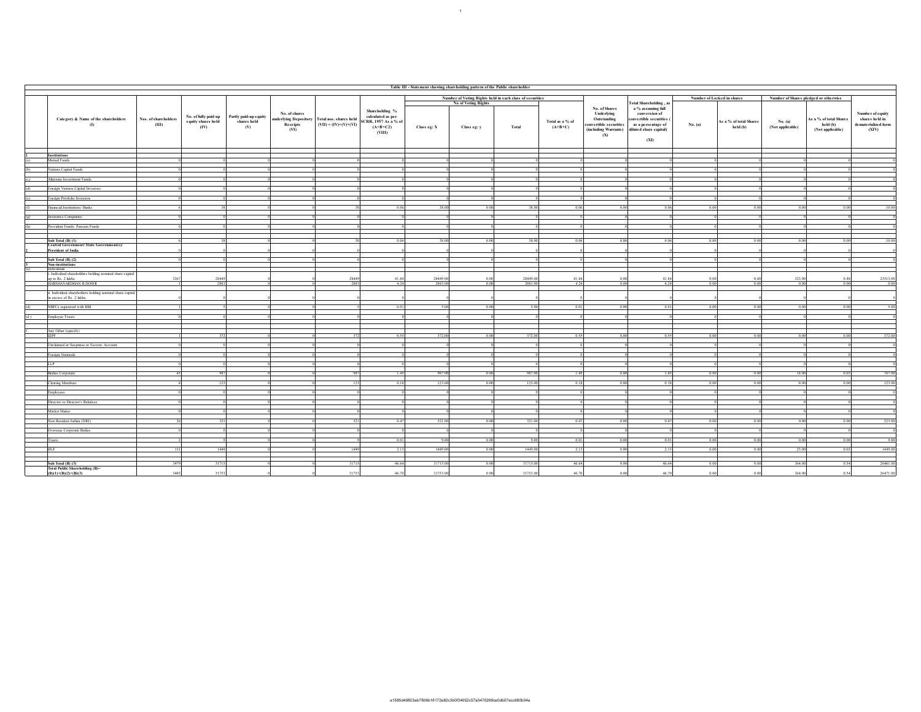Table III - Statement showing shareholding pattern of the Public shareholder

| | Category & Name of the shareholders (I) | Nos. of shareholders (III) | No. of fully paid up equity shares held (IV) | Partly paid-up equity shares held (V) | No. of shares underlying Depository Receipts (VI) | Total nos. shares held (VII) = (IV)+(V)+(VI) | Shareholding % calculated as per SCRR, 1957 As a % of (A+B+C2) (VIII) | Number of Voting Rights held in each class of securities (IX) | | | | No. of Shares Underlying Outstanding convertible securities (including Warrants) (X) | Total Shareholding , as a % assuming full conversion of convertible securities ( as a percentage of diluted share capital) (XI) | Number of Locked in shares (XII) | | Number of Shares pledged or otherwise (XIII) | | Number of equity shares held in dematerialized form (XIV) |
|---|---|---|---|---|---|---|---|---|---|---|---|---|---|---|---|---|---|---|
| | | | | | | | | No of Voting Rights | | | Total as a % of (A+B+C) | | | No. (a) | As a % of total Shares held (b) | No. (a) (Not applicable) | As a % of total Shares held (b) (Not applicable) | |
| | | | | | | | | Class eg: X | Class eg: y | Total | | | | | | | | |
| 1 | **Institutions** | | | | | | | | | | | | | | | | | |
| (a) | Mutual Funds | 0 | 0 | 0 | 0 | 0 | 0 | 0 | 0 | 0 | 0 | 0 | 0 | 0 | 0 | 0 | 0 | 0 |
| (b) | Venture Capital Funds | 0 | 0 | 0 | 0 | 0 | 0 | 0 | 0 | 0 | 0 | 0 | 0 | 0 | 0 | 0 | 0 | 0 |
| (c) | Alternate Investment Funds | 0 | 0 | 0 | 0 | 0 | 0 | 0 | 0 | 0 | 0 | 0 | 0 | 0 | 0 | 0 | 0 | 0 |
| (d) | Foreign Venture Capital Investors | 0 | 0 | 0 | 0 | 0 | 0 | 0 | 0 | 0 | 0 | 0 | 0 | 0 | 0 | 0 | 0 | 0 |
| (e) | Foreign Portfolio Investors | 0 | 0 | 0 | 0 | 0 | 0 | 0 | 0 | 0 | 0 | 0 | 0 | 0 | 0 | 0 | 0 | 0 |
| (f) | Financial Institutions/ Banks | 6 | 38 | 0 | 0 | 38 | 0.06 | 38.00 | 0.00 | 38.00 | 0.06 | 0.00 | 0.06 | 0.00 | 0.00 | 0.00 | 0.00 | 10.00 |
| (g) | Insurance Companies | 0 | 0 | 0 | 0 | 0 | 0 | 0 | 0 | 0 | 0 | 0 | 0 | 0 | 0 | 0 | 0 | 0 |
| (h) | Provident Funds/ Pension Funds | 0 | 0 | 0 | 0 | 0 | 0 | 0 | 0 | 0 | 0 | 0 | 0 | 0 | 0 | 0 | 0 | 0 |
| | **Sub Total (B) (1)** | 6 | 38 | 0 | 0 | 38 | 0.06 | 38.00 | 0.00 | 38.00 | 0.06 | 0.00 | 0.06 | 0.00 | 0.00 | 0.00 | 0.00 | 10.00 |
| 2 | **Central Government/ State Government(s)/ President of India** | 0 | 0 | 0 | 0 | 0 | 0 | 0 | 0 | 0 | 0 | 0 | 0 | 0 | 0 | 0 | 0 | 0 |
| | **Sub Total (B) (2)** | 0 | 0 | 0 | 0 | 0 | 0 | 0 | 0 | 0 | 0 | 0 | 0 | 0 | 0 | 0 | 0 | 0 |
| 3 | **Non-institutions** | | | | | | | | | | | | | | | | | |
| (a) | Individuals | | | | | | | | | | | | | | | | | |
| | i. Individual shareholders holding nominal share capital up to Rs. 2 lakhs. | 3267 | 28449 | 0 | 0 | 28449 | 41.84 | 28449.00 | 0.00 | 28449.00 | 41.84 | 0.00 | 41.84 | 0.00 | 0.00 | 323.00 | 0.48 | 23513.00 |
| | HARSHAVARDHAN B DOSHI | 1 | 2883 | 0 | 0 | 2883 | 4.24 | 2883.00 | 0.00 | 2883.00 | 4.24 | 0.00 | 4.24 | 0.00 | 0.00 | 0.00 | 0.00 | 0.00 |
| | ii. Individual shareholders holding nominal share capital in excess of Rs. 2 lakhs. | 0 | 0 | 0 | 0 | 0 | 0 | 0 | 0 | 0 | 0 | 0 | 0 | 0 | 0 | 0 | 0 | 0 |
| (d) | NBFCs registered with RBI | 1 | 5 | 0 | 0 | 5 | 0.01 | 5.00 | 0.00 | 5.00 | 0.01 | 0.00 | 0.01 | 0.00 | 0.00 | 0.00 | 0.00 | 5.00 |
| (d ) | Employee Trusts | 0 | 0 | 0 | 0 | 0 | 0 | 0 | 0 | 0 | 0 | 0 | 0 | 0 | 0 | 0 | 0 | 0 |
| f | Any Other (specify) | | | | | | | | | | | | | | | | | |
| | IEPF | 1 | 372 | 0 | 0 | 372 | 0.55 | 372.00 | 0.00 | 372.00 | 0.55 | 0.00 | 0.55 | 0.00 | 0.00 | 0.00 | 0.00 | 372.00 |
| | Unclaimed or Suspense or Escrow Account | 0 | 0 | 0 | 0 | 0 | 0 | 0 | 0 | 0 | 0 | 0 | 0 | 0 | 0 | 0 | 0 | 0 |
| | Foreign Nationals | 0 | 0 | 0 | 0 | 0 | 0 | 0 | 0 | 0 | 0 | 0 | 0 | 0 | 0 | 0 | 0 | 0 |
| | LLP | 0 | 0 | 0 | 0 | 0 | 0 | 0 | 0 | 0 | 0 | 0 | 0 | 0 | 0 | 0 | 0 | 0 |
| | Bodies Corporate | 43 | 987 | 0 | 0 | 987 | 1.45 | 987.00 | 0.00 | 987.00 | 1.45 | 0.00 | 1.45 | 0.00 | 0.00 | 18.00 | 0.03 | 767.00 |
| | Clearing Members | 8 | 123 | 0 | 0 | 123 | 0.18 | 123.00 | 0.00 | 123.00 | 0.18 | 0.00 | 0.18 | 0.00 | 0.00 | 0.00 | 0.00 | 123.00 |
| | Employees | 0 | 0 | 0 | 0 | 0 | 0 | 0 | 0 | 0 | 0 | 0 | 0 | 0 | 0 | 0 | 0 | 0 |
| | Director or Director's Relatives | 0 | 0 | 0 | 0 | 0 | 0 | 0 | 0 | 0 | 0 | 0 | 0 | 0 | 0 | 0 | 0 | 0 |
| | Market Maker | 0 | 0 | 0 | 0 | 0 | 0 | 0 | 0 | 0 | 0 | 0 | 0 | 0 | 0 | 0 | 0 | 0 |
| | Non-Resident Indian (NRI) | 26 | 321 | 0 | 0 | 321 | 0.47 | 321.00 | 0.00 | 321.00 | 0.47 | 0.00 | 0.47 | 0.00 | 0.00 | 0.00 | 0.00 | 223.00 |
| | Overseas Corporate Bodies | 0 | 0 | 0 | 0 | 0 | 0 | 0 | 0 | 0 | 0 | 0 | 0 | 0 | 0 | 0 | 0 | 0 |
| | Trusts | 2 | 9 | 0 | 0 | 9 | 0.01 | 9.00 | 0.00 | 9.00 | 0.01 | 0.00 | 0.01 | 0.00 | 0.00 | 0.00 | 0.00 | 9.00 |
| | HUF | 131 | 1449 | 0 | 0 | 1449 | 2.13 | 1449.00 | 0.00 | 1449.00 | 2.13 | 0.00 | 2.13 | 0.00 | 0.00 | 23.00 | 0.03 | 1449.00 |
| | **Sub Total (B) (3)** | 3479 | 31715 | 0 | 0 | 31715 | 46.64 | 31715.00 | 0.00 | 31715.00 | 46.64 | 0.00 | 46.64 | 0.00 | 0.00 | 364.00 | 0.54 | 26461.00 |
| | **Total Public Shareholding (B)= (B)(1)+(B)(2)+(B)(3)** | 3485 | 31753 | 0 | 0 | 31753 | 46.70 | 31753.00 | 0.00 | 31753.00 | 46.70 | 0.00 | 46.70 | 0.00 | 0.00 | 364.00 | 0.54 | 26471.00 |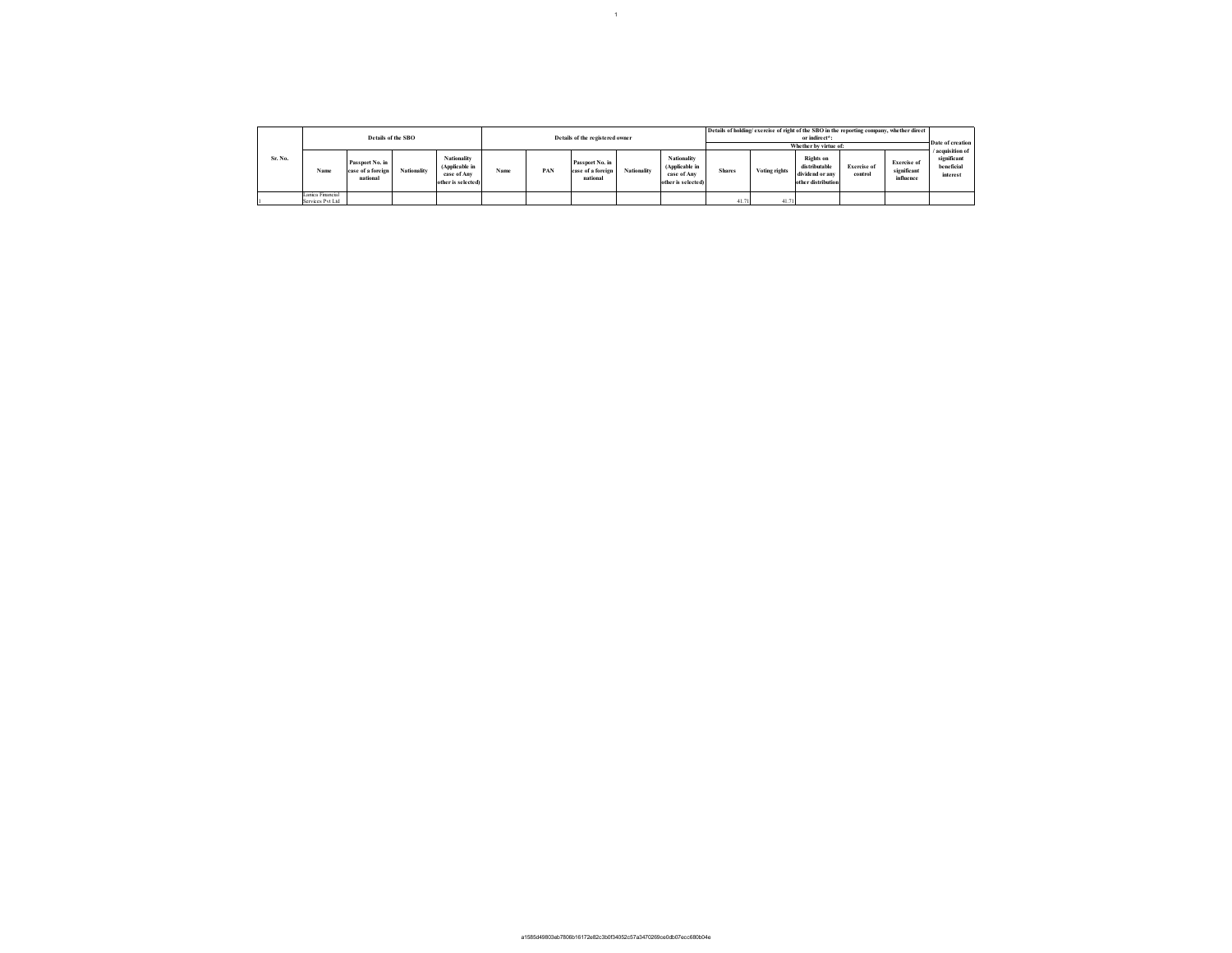| Sr. No. | Details of the SBO | | | | Details of the registered owner | | | | | Details of holding/ exercise of right of the SBO in the reporting company, whether direct or indirect*: Whether by virtue of: | | | | | Date of creation / acquisition of significant beneficial interest |
|---|---|---|---|---|---|---|---|---|---|---|---|---|---|---|---|
| | Name | Passport No. in case of a foreign national | Nationality | Nationality (Applicable in case of Any other is selected) | Name | PAN | Passport No. in case of a foreign national | Nationality | Nationality (Applicable in case of Any other is selected) | Shares | Voting rights | Rights on distributable dividend or any other distribution | Exercise of control | Exercise of significant influence | |
| 1 | Lanica Financial Services Pvt Ltd | | | | | | | | | 41.71 | 41.71 | | | | |

a1585d49803eb7806b16172e82c3b0f34052c57a3470269ce0db07ecc680b04e